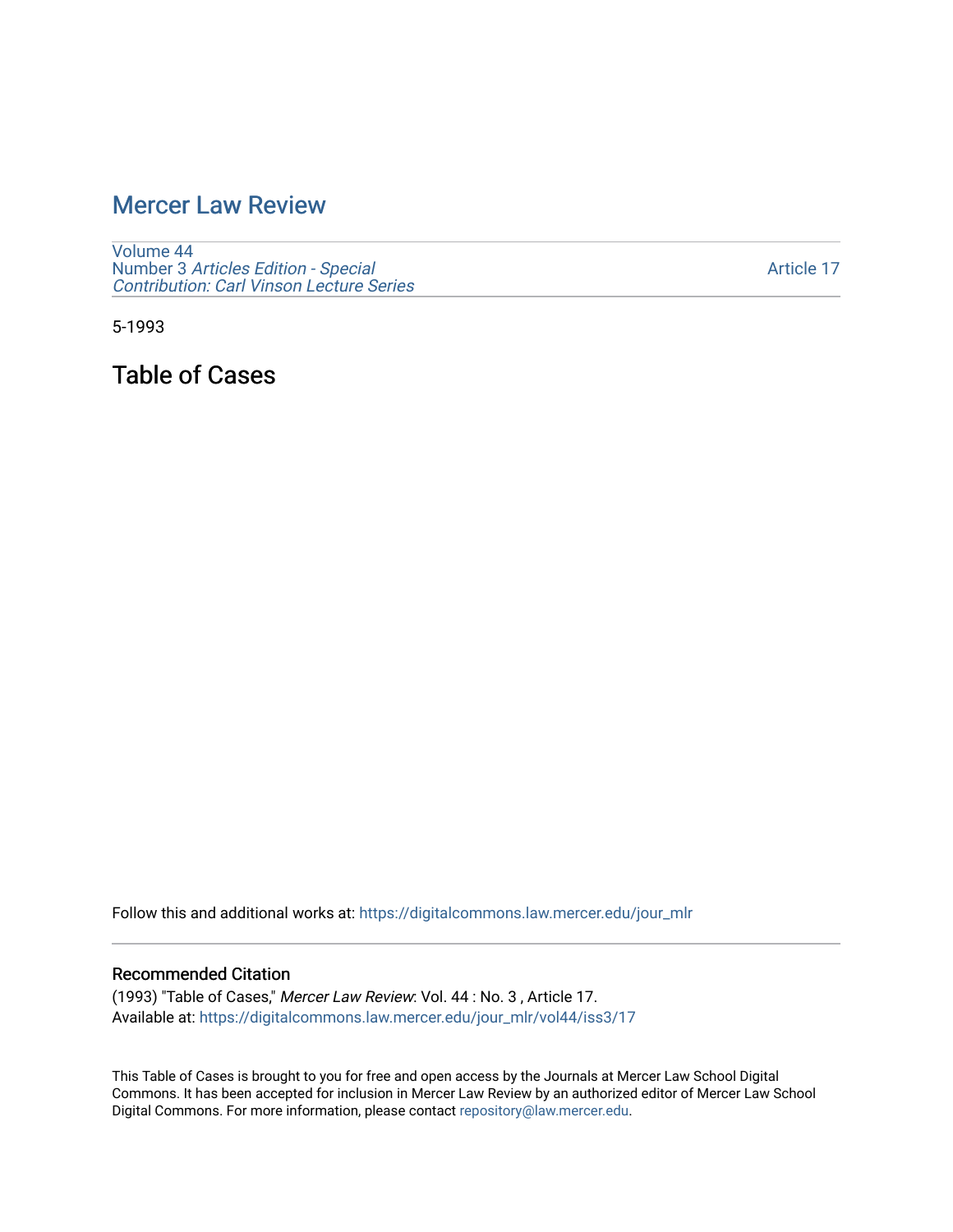# Mercer Law Review

Volume 44
Number 3 *Articles Edition - Special Contribution: Carl Vinson Lecture Series*

Article 17

5-1993

## Table of Cases

Follow this and additional works at: https://digitalcommons.law.mercer.edu/jour_mlr

### Recommended Citation

(1993) "Table of Cases," *Mercer Law Review*: Vol. 44 : No. 3 , Article 17.
Available at: https://digitalcommons.law.mercer.edu/jour_mlr/vol44/iss3/17

This Table of Cases is brought to you for free and open access by the Journals at Mercer Law School Digital Commons. It has been accepted for inclusion in Mercer Law Review by an authorized editor of Mercer Law School Digital Commons. For more information, please contact repository@law.mercer.edu.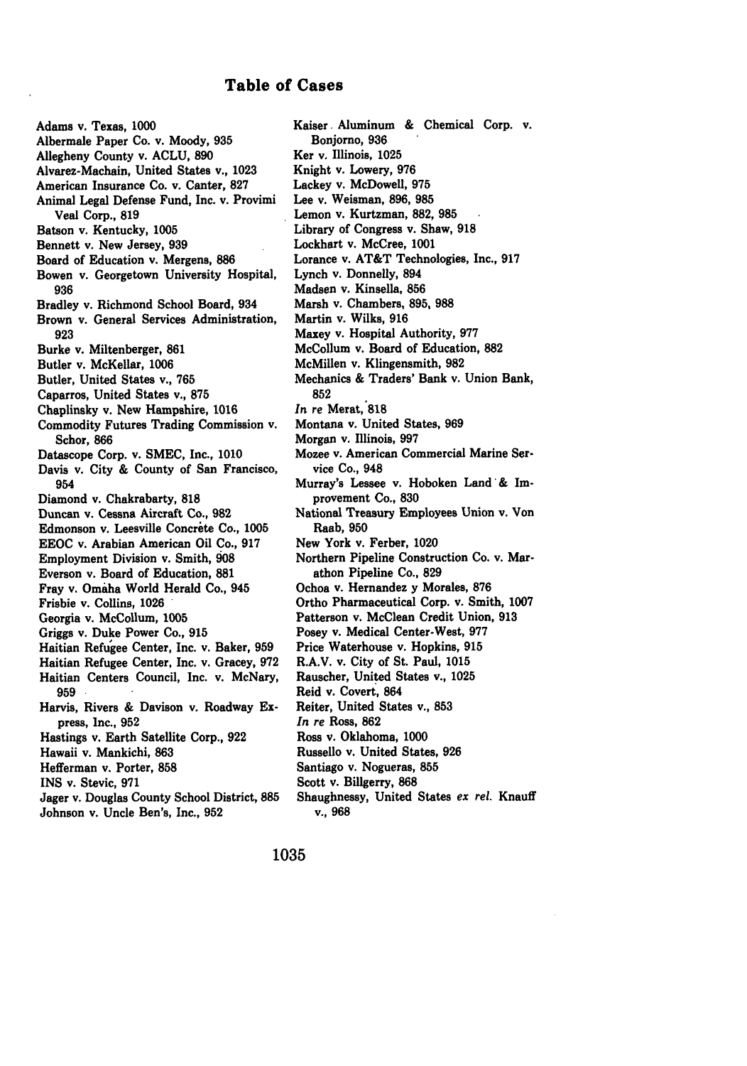# Table of Cases

Adams v. Texas, 1000
Albermale Paper Co. v. Moody, 935
Allegheny County v. ACLU, 890
Alvarez-Machain, United States v., 1023
American Insurance Co. v. Canter, 827
Animal Legal Defense Fund, Inc. v. Provimi Veal Corp., 819
Batson v. Kentucky, 1005
Bennett v. New Jersey, 939
Board of Education v. Mergens, 886
Bowen v. Georgetown University Hospital, 936
Bradley v. Richmond School Board, 934
Brown v. General Services Administration, 923
Burke v. Miltenberger, 861
Butler v. McKellar, 1006
Butler, United States v., 765
Caparros, United States v., 875
Chaplinsky v. New Hampshire, 1016
Commodity Futures Trading Commission v. Schor, 866
Datascope Corp. v. SMEC, Inc., 1010
Davis v. City & County of San Francisco, 954
Diamond v. Chakrabarty, 818
Duncan v. Cessna Aircraft Co., 982
Edmonson v. Leesville Concrète Co., 1005
EEOC v. Arabian American Oil Co., 917
Employment Division v. Smith, 908
Everson v. Board of Education, 881
Fray v. Omàha World Herald Co., 945
Frisbie v. Collins, 1026
Georgia v. McCollum, 1005
Griggs v. Duke Power Co., 915
Haitian Refugee Center, Inc. v. Baker, 959
Haitian Refugee Center, Inc. v. Gracey, 972
Haitian Centers Council, Inc. v. McNary, 959
Harvis, Rivers & Davison v. Roadway Express, Inc., 952
Hastings v. Earth Satellite Corp., 922
Hawaii v. Mankichi, 863
Hefferman v. Porter, 858
INS v. Stevic, 971
Jager v. Douglas County School District, 885
Johnson v. Uncle Ben's, Inc., 952
Kaiser Aluminum & Chemical Corp. v. Bonjorno, 936
Ker v. Illinois, 1025
Knight v. Lowery, 976
Lackey v. McDowell, 975
Lee v. Weisman, 896, 985
Lemon v. Kurtzman, 882, 985
Library of Congress v. Shaw, 918
Lockhart v. McCree, 1001
Lorance v. AT&T Technologies, Inc., 917
Lynch v. Donnelly, 894
Madsen v. Kinsella, 856
Marsh v. Chambers, 895, 988
Martin v. Wilks, 916
Maxey v. Hospital Authority, 977
McCollum v. Board of Education, 882
McMillen v. Klingensmith, 982
Mechanics & Traders' Bank v. Union Bank, 852
*In re* Merat, 818
Montana v. United States, 969
Morgan v. Illinois, 997
Mozee v. American Commercial Marine Service Co., 948
Murray's Lessee v. Hoboken Land & Improvement Co., 830
National Treasury Employees Union v. Von Raab, 950
New York v. Ferber, 1020
Northern Pipeline Construction Co. v. Marathon Pipeline Co., 829
Ochoa v. Hernandez y Morales, 876
Ortho Pharmaceutical Corp. v. Smith, 1007
Patterson v. McClean Credit Union, 913
Posey v. Medical Center-West, 977
Price Waterhouse v. Hopkins, 915
R.A.V. v. City of St. Paul, 1015
Rauscher, United States v., 1025
Reid v. Covert, 864
Reiter, United States v., 853
*In re* Ross, 862
Ross v. Oklahoma, 1000
Russello v. United States, 926
Santiago v. Nogueras, 855
Scott v. Billgerry, 868
Shaughnessy, United States *ex rel.* Knauff v., 968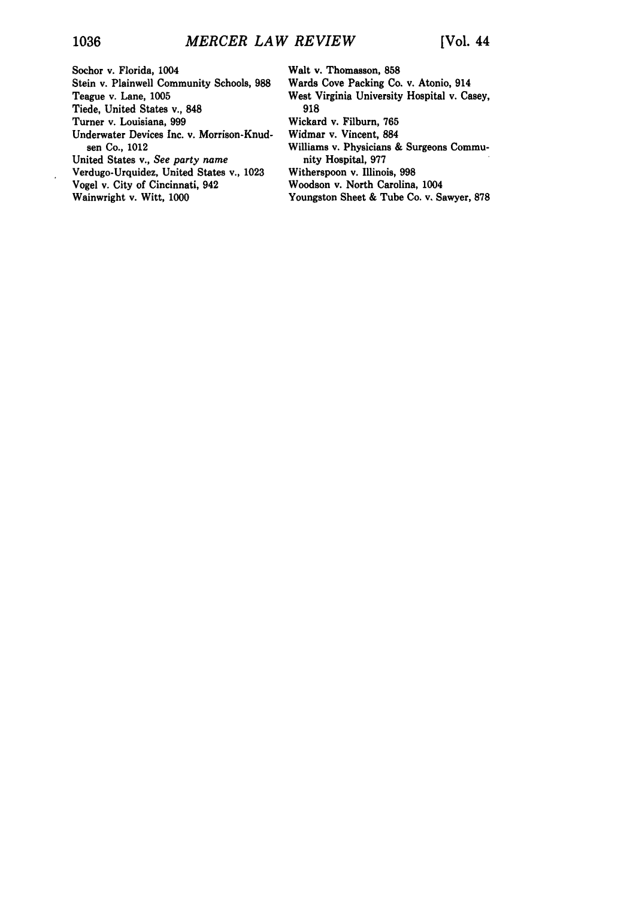Sochor v. Florida, 1004
Stein v. Plainwell Community Schools, 988
Teague v. Lane, 1005
Tiede, United States v., 848
Turner v. Louisiana, 999
Underwater Devices Inc. v. Morrison-Knudsen Co., 1012
United States v., *See party name*
Verdugo-Urquidez, United States v., 1023
Vogel v. City of Cincinnati, 942
Wainwright v. Witt, 1000
Walt v. Thomasson, 858
Wards Cove Packing Co. v. Atonio, 914
West Virginia University Hospital v. Casey, 918
Wickard v. Filburn, 765
Widmar v. Vincent, 884
Williams v. Physicians & Surgeons Community Hospital, 977
Witherspoon v. Illinois, 998
Woodson v. North Carolina, 1004
Youngston Sheet & Tube Co. v. Sawyer, 878